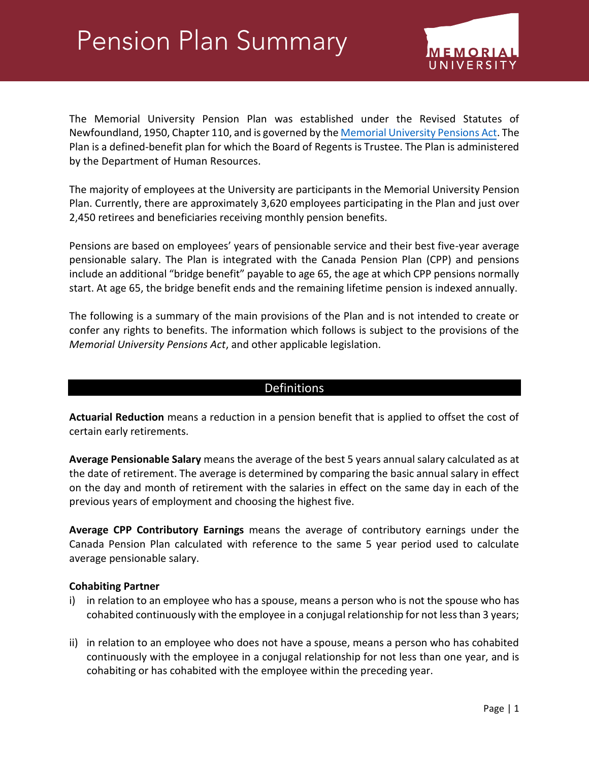# Pension Plan Summary

The Memorial University Pension Plan was established under the Revised Statutes of Newfoundland, 1950, Chapter 110, and is governed by the Memorial University Pensions Act. The Plan is a defined-benefit plan for which the Board of Regents is Trustee. The Plan is administered by the Department of Human Resources.

The majority of employees at the University are participants in the Memorial University Pension Plan. Currently, there are approximately 3,620 employees participating in the Plan and just over 2,450 retirees and beneficiaries receiving monthly pension benefits.

Pensions are based on employees' years of pensionable service and their best five-year average pensionable salary. The Plan is integrated with the Canada Pension Plan (CPP) and pensions include an additional "bridge benefit" payable to age 65, the age at which CPP pensions normally start. At age 65, the bridge benefit ends and the remaining lifetime pension is indexed annually.

The following is a summary of the main provisions of the Plan and is not intended to create or confer any rights to benefits. The information which follows is subject to the provisions of the *Memorial University Pensions Act*, and other applicable legislation.

## Definitions

**Actuarial Reduction** means a reduction in a pension benefit that is applied to offset the cost of certain early retirements.

**Average Pensionable Salary** means the average of the best 5 years annual salary calculated as at the date of retirement. The average is determined by comparing the basic annual salary in effect on the day and month of retirement with the salaries in effect on the same day in each of the previous years of employment and choosing the highest five.

**Average CPP Contributory Earnings** means the average of contributory earnings under the Canada Pension Plan calculated with reference to the same 5 year period used to calculate average pensionable salary.

**Cohabiting Partner**

i) in relation to an employee who has a spouse, means a person who is not the spouse who has cohabited continuously with the employee in a conjugal relationship for not less than 3 years;

ii) in relation to an employee who does not have a spouse, means a person who has cohabited continuously with the employee in a conjugal relationship for not less than one year, and is cohabiting or has cohabited with the employee within the preceding year.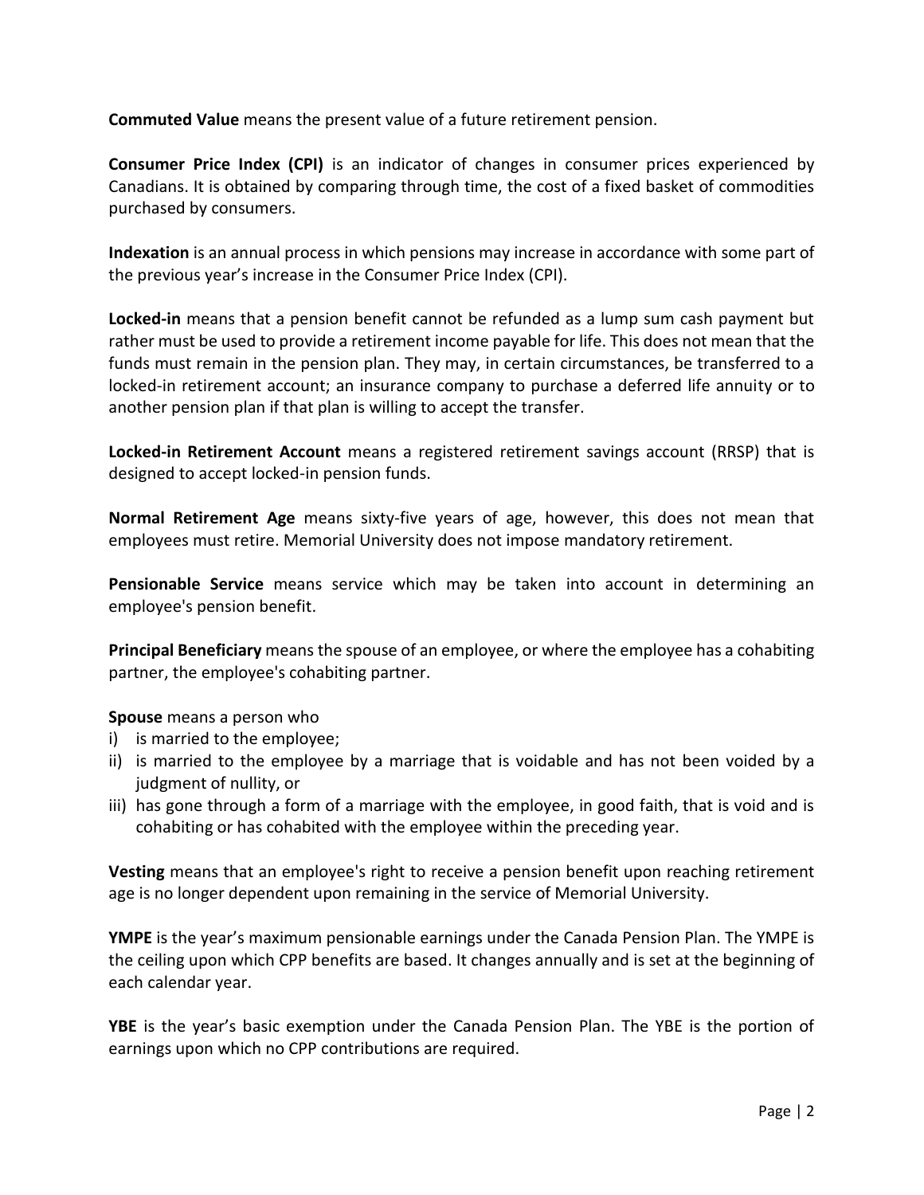**Commuted Value** means the present value of a future retirement pension.

**Consumer Price Index (CPI)** is an indicator of changes in consumer prices experienced by Canadians. It is obtained by comparing through time, the cost of a fixed basket of commodities purchased by consumers.

**Indexation** is an annual process in which pensions may increase in accordance with some part of the previous year's increase in the Consumer Price Index (CPI).

**Locked-in** means that a pension benefit cannot be refunded as a lump sum cash payment but rather must be used to provide a retirement income payable for life. This does not mean that the funds must remain in the pension plan. They may, in certain circumstances, be transferred to a locked-in retirement account; an insurance company to purchase a deferred life annuity or to another pension plan if that plan is willing to accept the transfer.

**Locked-in Retirement Account** means a registered retirement savings account (RRSP) that is designed to accept locked-in pension funds.

**Normal Retirement Age** means sixty-five years of age, however, this does not mean that employees must retire. Memorial University does not impose mandatory retirement.

**Pensionable Service** means service which may be taken into account in determining an employee's pension benefit.

**Principal Beneficiary** means the spouse of an employee, or where the employee has a cohabiting partner, the employee's cohabiting partner.

**Spouse** means a person who

i) is married to the employee;
ii) is married to the employee by a marriage that is voidable and has not been voided by a judgment of nullity, or
iii) has gone through a form of a marriage with the employee, in good faith, that is void and is cohabiting or has cohabited with the employee within the preceding year.

**Vesting** means that an employee's right to receive a pension benefit upon reaching retirement age is no longer dependent upon remaining in the service of Memorial University.

**YMPE** is the year's maximum pensionable earnings under the Canada Pension Plan. The YMPE is the ceiling upon which CPP benefits are based. It changes annually and is set at the beginning of each calendar year.

**YBE** is the year's basic exemption under the Canada Pension Plan. The YBE is the portion of earnings upon which no CPP contributions are required.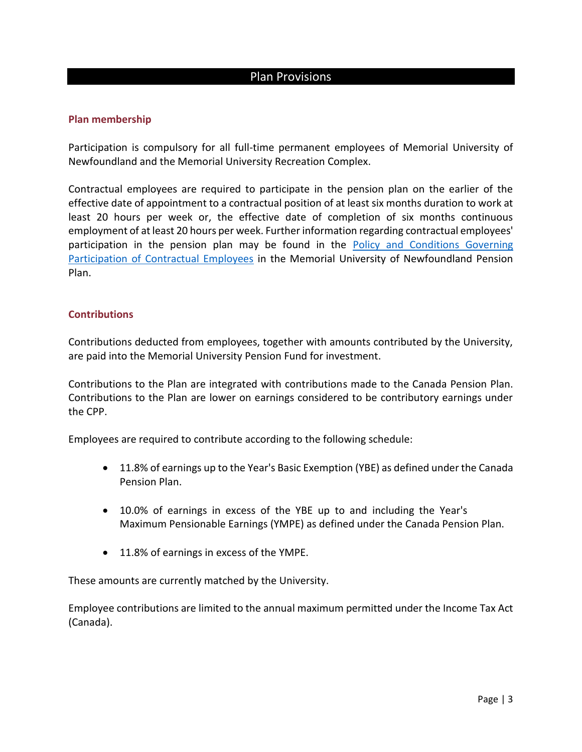# Plan Provisions

## Plan membership

Participation is compulsory for all full-time permanent employees of Memorial University of Newfoundland and the Memorial University Recreation Complex.

Contractual employees are required to participate in the pension plan on the earlier of the effective date of appointment to a contractual position of at least six months duration to work at least 20 hours per week or, the effective date of completion of six months continuous employment of at least 20 hours per week. Further information regarding contractual employees' participation in the pension plan may be found in the [Policy and Conditions Governing Participation of Contractual Employees] in the Memorial University of Newfoundland Pension Plan.

## Contributions

Contributions deducted from employees, together with amounts contributed by the University, are paid into the Memorial University Pension Fund for investment.

Contributions to the Plan are integrated with contributions made to the Canada Pension Plan. Contributions to the Plan are lower on earnings considered to be contributory earnings under the CPP.

Employees are required to contribute according to the following schedule:

- 11.8% of earnings up to the Year's Basic Exemption (YBE) as defined under the Canada Pension Plan.
- 10.0% of earnings in excess of the YBE up to and including the Year's Maximum Pensionable Earnings (YMPE) as defined under the Canada Pension Plan.
- 11.8% of earnings in excess of the YMPE.

These amounts are currently matched by the University.

Employee contributions are limited to the annual maximum permitted under the Income Tax Act (Canada).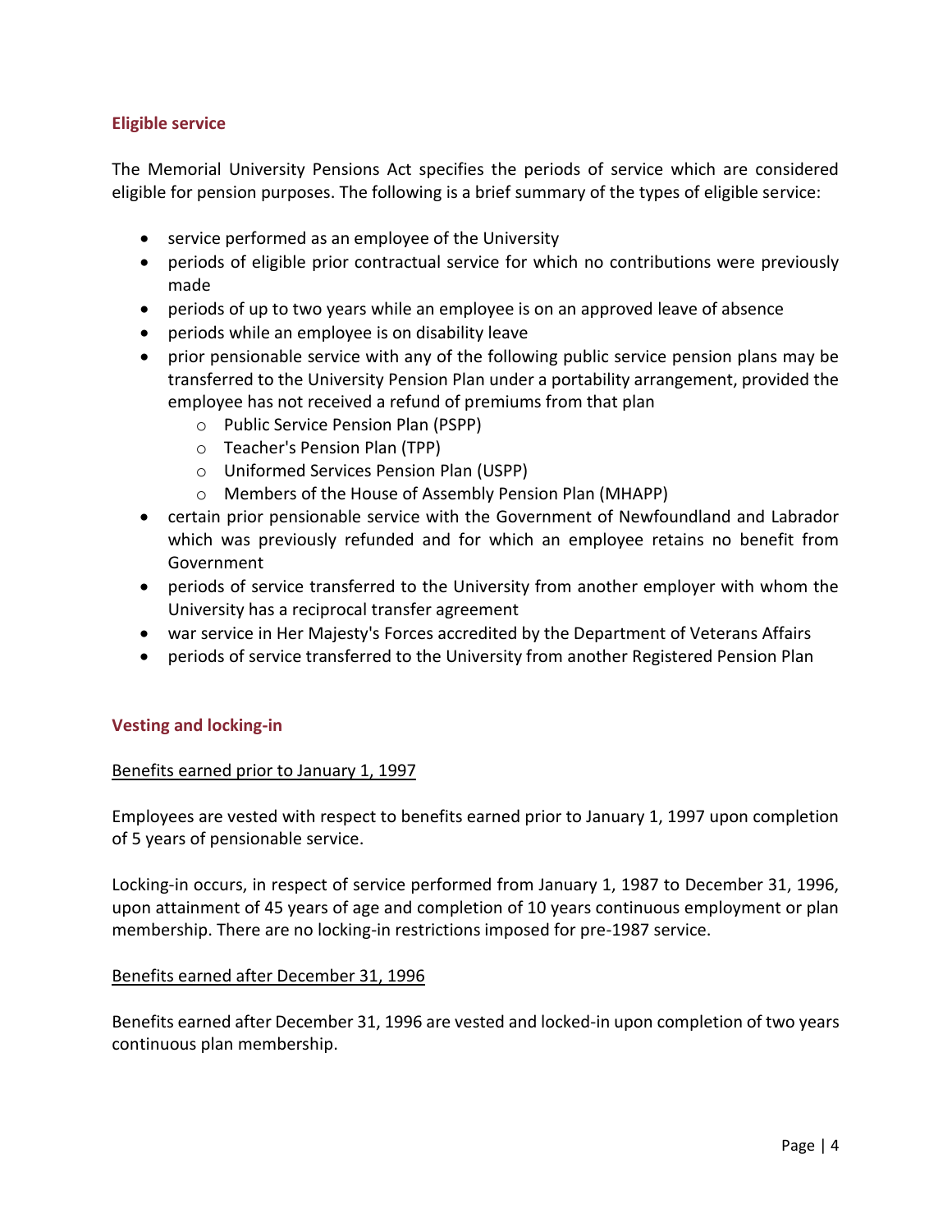## Eligible service

The Memorial University Pensions Act specifies the periods of service which are considered eligible for pension purposes. The following is a brief summary of the types of eligible service:

- service performed as an employee of the University
- periods of eligible prior contractual service for which no contributions were previously made
- periods of up to two years while an employee is on an approved leave of absence
- periods while an employee is on disability leave
- prior pensionable service with any of the following public service pension plans may be transferred to the University Pension Plan under a portability arrangement, provided the employee has not received a refund of premiums from that plan
    - Public Service Pension Plan (PSPP)
    - Teacher's Pension Plan (TPP)
    - Uniformed Services Pension Plan (USPP)
    - Members of the House of Assembly Pension Plan (MHAPP)
- certain prior pensionable service with the Government of Newfoundland and Labrador which was previously refunded and for which an employee retains no benefit from Government
- periods of service transferred to the University from another employer with whom the University has a reciprocal transfer agreement
- war service in Her Majesty's Forces accredited by the Department of Veterans Affairs
- periods of service transferred to the University from another Registered Pension Plan

## Vesting and locking-in

### Benefits earned prior to January 1, 1997

Employees are vested with respect to benefits earned prior to January 1, 1997 upon completion of 5 years of pensionable service.

Locking-in occurs, in respect of service performed from January 1, 1987 to December 31, 1996, upon attainment of 45 years of age and completion of 10 years continuous employment or plan membership. There are no locking-in restrictions imposed for pre-1987 service.

### Benefits earned after December 31, 1996

Benefits earned after December 31, 1996 are vested and locked-in upon completion of two years continuous plan membership.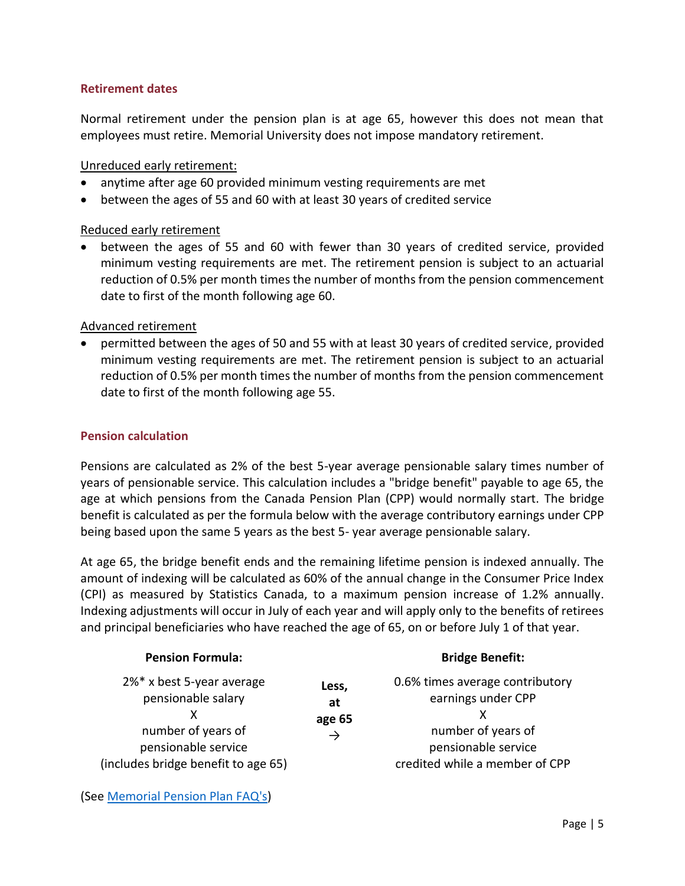## Retirement dates

Normal retirement under the pension plan is at age 65, however this does not mean that employees must retire. Memorial University does not impose mandatory retirement.

Unreduced early retirement:

- anytime after age 60 provided minimum vesting requirements are met
- between the ages of 55 and 60 with at least 30 years of credited service

Reduced early retirement

- between the ages of 55 and 60 with fewer than 30 years of credited service, provided minimum vesting requirements are met. The retirement pension is subject to an actuarial reduction of 0.5% per month times the number of months from the pension commencement date to first of the month following age 60.

Advanced retirement

- permitted between the ages of 50 and 55 with at least 30 years of credited service, provided minimum vesting requirements are met. The retirement pension is subject to an actuarial reduction of 0.5% per month times the number of months from the pension commencement date to first of the month following age 55.

## Pension calculation

Pensions are calculated as 2% of the best 5-year average pensionable salary times number of years of pensionable service. This calculation includes a "bridge benefit" payable to age 65, the age at which pensions from the Canada Pension Plan (CPP) would normally start. The bridge benefit is calculated as per the formula below with the average contributory earnings under CPP being based upon the same 5 years as the best 5- year average pensionable salary.

At age 65, the bridge benefit ends and the remaining lifetime pension is indexed annually. The amount of indexing will be calculated as 60% of the annual change in the Consumer Price Index (CPI) as measured by Statistics Canada, to a maximum pension increase of 1.2% annually. Indexing adjustments will occur in July of each year and will apply only to the benefits of retirees and principal beneficiaries who have reached the age of 65, on or before July 1 of that year.

| Pension Formula: | | Bridge Benefit: |
|---|---|---|
| 2%* x best 5-year average pensionable salary X number of years of pensionable service (includes bridge benefit to age 65) | **Less, at age 65 →** | 0.6% times average contributory earnings under CPP X number of years of pensionable service credited while a member of CPP |

(See Memorial Pension Plan FAQ's)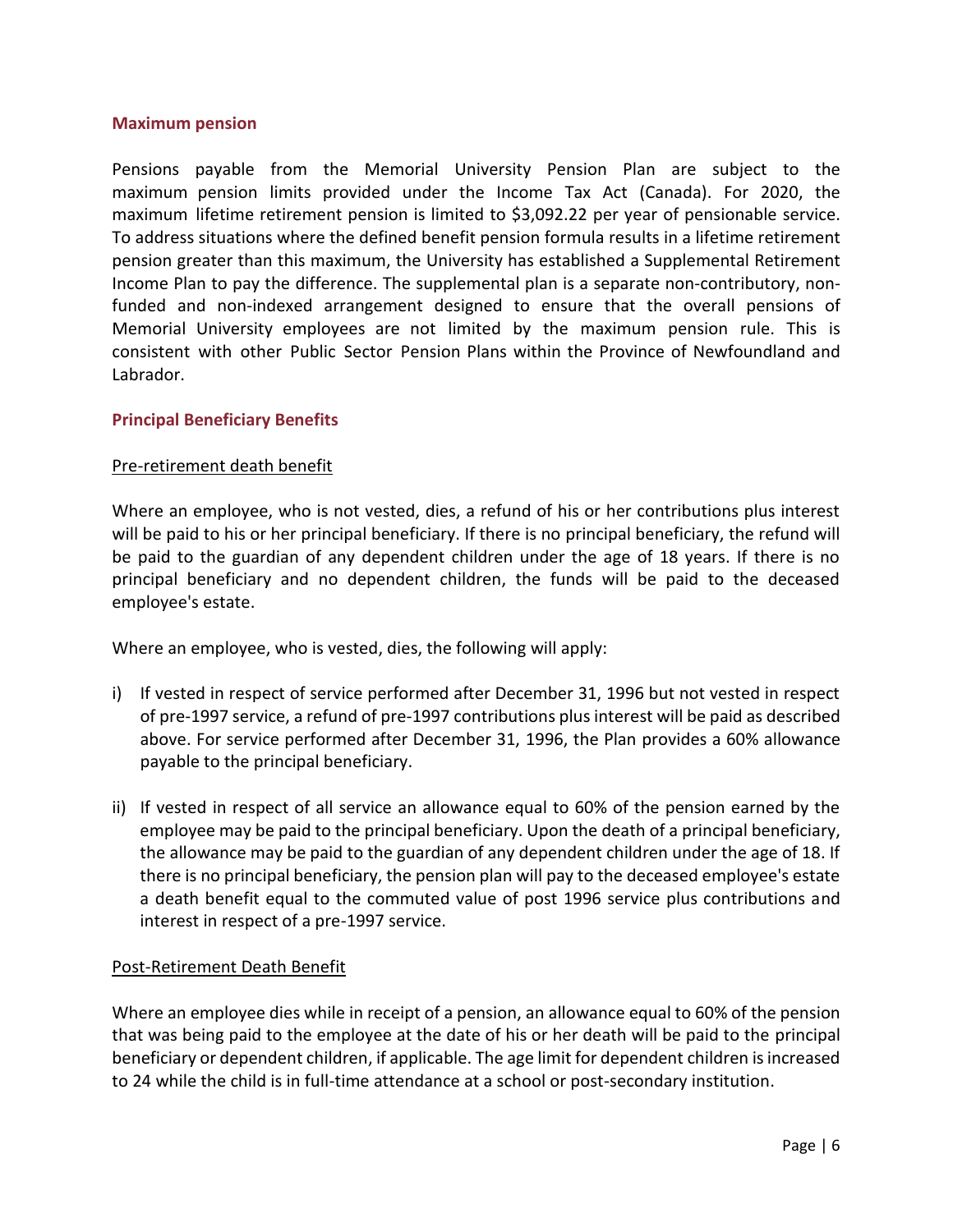## Maximum pension

Pensions payable from the Memorial University Pension Plan are subject to the maximum pension limits provided under the Income Tax Act (Canada). For 2020, the maximum lifetime retirement pension is limited to $3,092.22 per year of pensionable service. To address situations where the defined benefit pension formula results in a lifetime retirement pension greater than this maximum, the University has established a Supplemental Retirement Income Plan to pay the difference. The supplemental plan is a separate non-contributory, non-funded and non-indexed arrangement designed to ensure that the overall pensions of Memorial University employees are not limited by the maximum pension rule. This is consistent with other Public Sector Pension Plans within the Province of Newfoundland and Labrador.

## Principal Beneficiary Benefits

### Pre-retirement death benefit

Where an employee, who is not vested, dies, a refund of his or her contributions plus interest will be paid to his or her principal beneficiary. If there is no principal beneficiary, the refund will be paid to the guardian of any dependent children under the age of 18 years. If there is no principal beneficiary and no dependent children, the funds will be paid to the deceased employee's estate.

Where an employee, who is vested, dies, the following will apply:

i) If vested in respect of service performed after December 31, 1996 but not vested in respect of pre-1997 service, a refund of pre-1997 contributions plus interest will be paid as described above. For service performed after December 31, 1996, the Plan provides a 60% allowance payable to the principal beneficiary.

ii) If vested in respect of all service an allowance equal to 60% of the pension earned by the employee may be paid to the principal beneficiary. Upon the death of a principal beneficiary, the allowance may be paid to the guardian of any dependent children under the age of 18. If there is no principal beneficiary, the pension plan will pay to the deceased employee's estate a death benefit equal to the commuted value of post 1996 service plus contributions and interest in respect of a pre-1997 service.

### Post-Retirement Death Benefit

Where an employee dies while in receipt of a pension, an allowance equal to 60% of the pension that was being paid to the employee at the date of his or her death will be paid to the principal beneficiary or dependent children, if applicable. The age limit for dependent children is increased to 24 while the child is in full-time attendance at a school or post-secondary institution.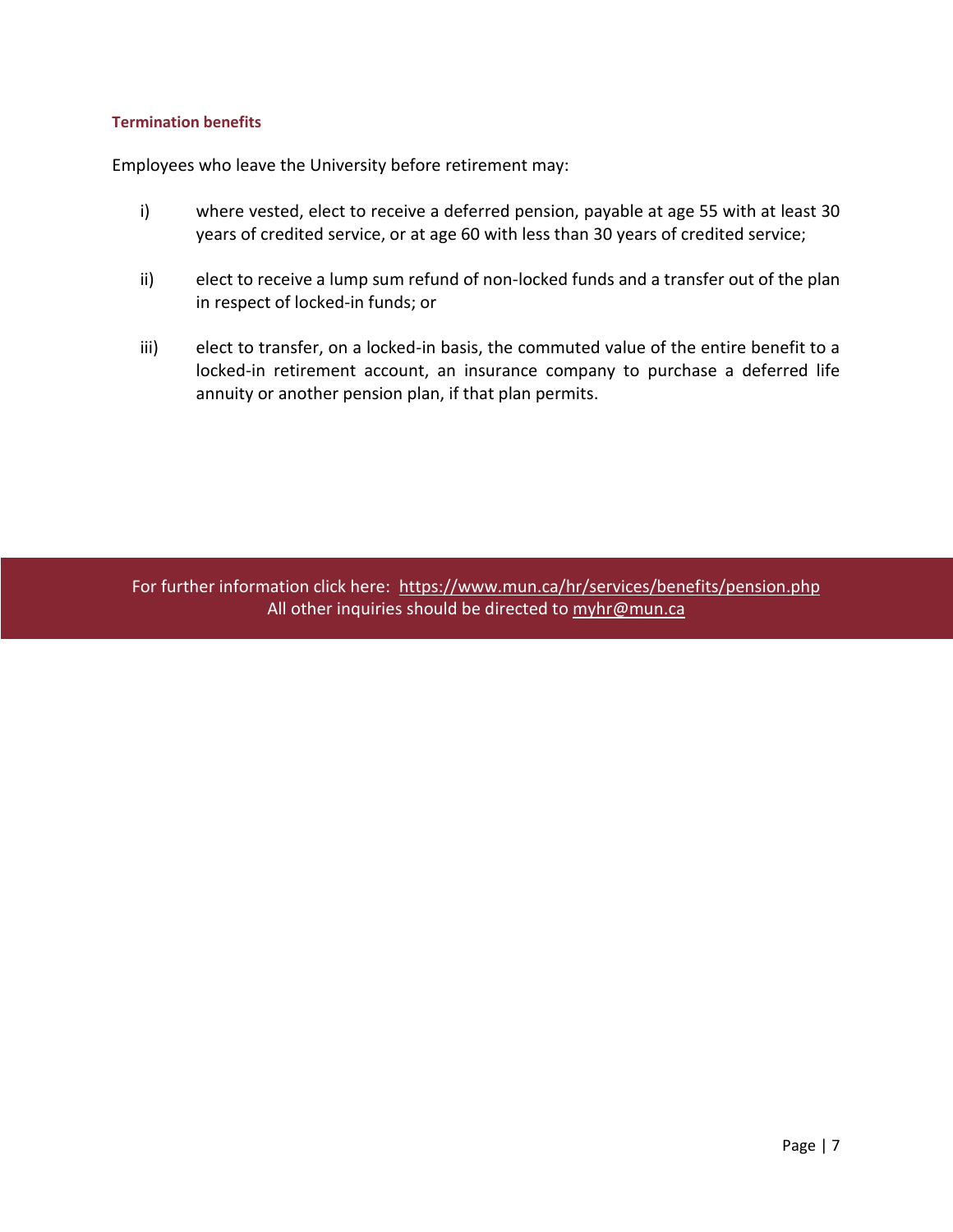### Termination benefits

Employees who leave the University before retirement may:

i) where vested, elect to receive a deferred pension, payable at age 55 with at least 30 years of credited service, or at age 60 with less than 30 years of credited service;

ii) elect to receive a lump sum refund of non-locked funds and a transfer out of the plan in respect of locked-in funds; or

iii) elect to transfer, on a locked-in basis, the commuted value of the entire benefit to a locked-in retirement account, an insurance company to purchase a deferred life annuity or another pension plan, if that plan permits.

For further information click here: https://www.mun.ca/hr/services/benefits/pension.php
All other inquiries should be directed to myhr@mun.ca